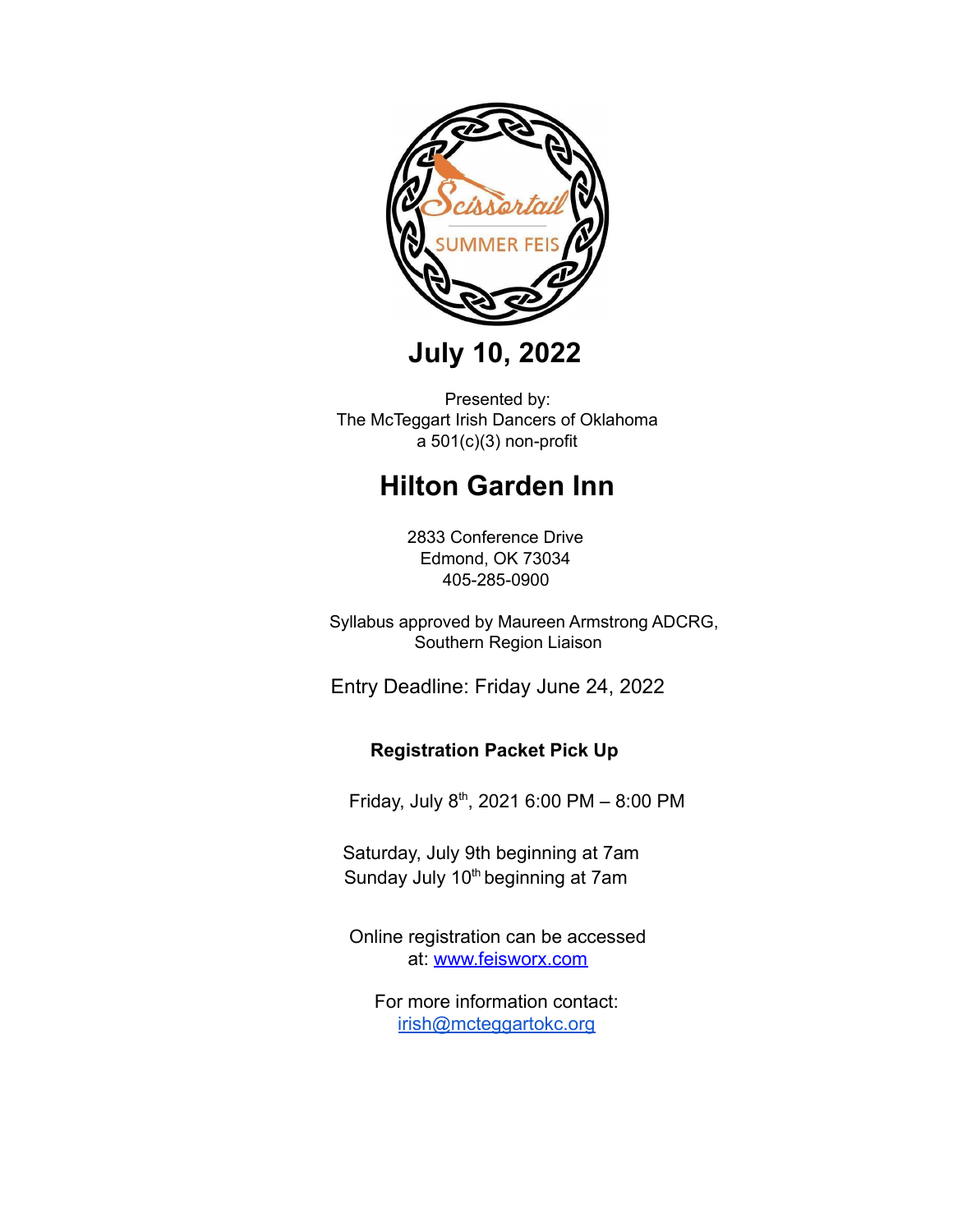Scissortail

SUMMER FEIS

# July 10, 2022

Presented by:
The McTeggart Irish Dancers of Oklahoma
a 501(c)(3) non-profit

## Hilton Garden Inn

2833 Conference Drive
Edmond, OK 73034
405-285-0900

Syllabus approved by Maureen Armstrong ADCRG,
Southern Region Liaison

Entry Deadline: Friday June 24, 2022

**Registration Packet Pick Up**

Friday, July 8th, 2021 6:00 PM – 8:00 PM

Saturday, July 9th beginning at 7am
Sunday July 10th beginning at 7am

Online registration can be accessed at: [www.feisworx.com](http://www.feisworx.com)

For more information contact:
[irish@mcteggartokc.org](mailto:irish@mcteggartokc.org)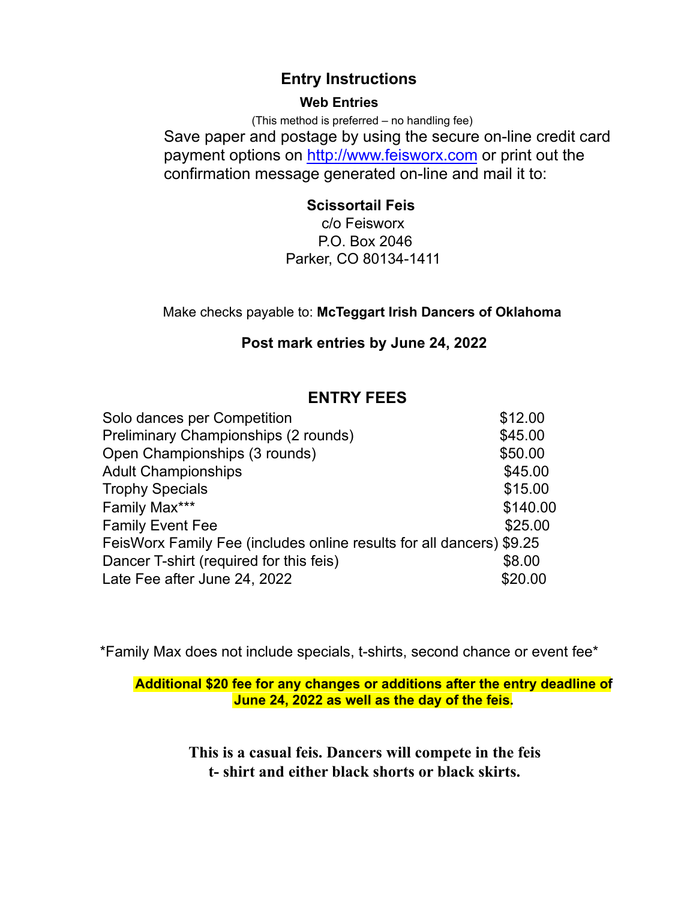# Entry Instructions

## Web Entries

(This method is preferred – no handling fee)

Save paper and postage by using the secure on-line credit card payment options on [http://www.feisworx.com](http://www.feisworx.com) or print out the confirmation message generated on-line and mail it to:

**Scissortail Feis**
c/o Feisworx
P.O. Box 2046
Parker, CO 80134-1411

Make checks payable to: **McTeggart Irish Dancers of Oklahoma**

**Post mark entries by June 24, 2022**

## ENTRY FEES

| | |
|---|---|
| Solo dances per Competition | $12.00 |
| Preliminary Championships (2 rounds) | $45.00 |
| Open Championships (3 rounds) | $50.00 |
| Adult Championships | $45.00 |
| Trophy Specials | $15.00 |
| Family Max*** | $140.00 |
| Family Event Fee | $25.00 |
| FeisWorx Family Fee (includes online results for all dancers) | $9.25 |
| Dancer T-shirt (required for this feis) | $8.00 |
| Late Fee after June 24, 2022 | $20.00 |

*Family Max does not include specials, t-shirts, second chance or event fee*

**Additional $20 fee for any changes or additions after the entry deadline of June 24, 2022 as well as the day of the feis.**

**This is a casual feis. Dancers will compete in the feis t- shirt and either black shorts or black skirts.**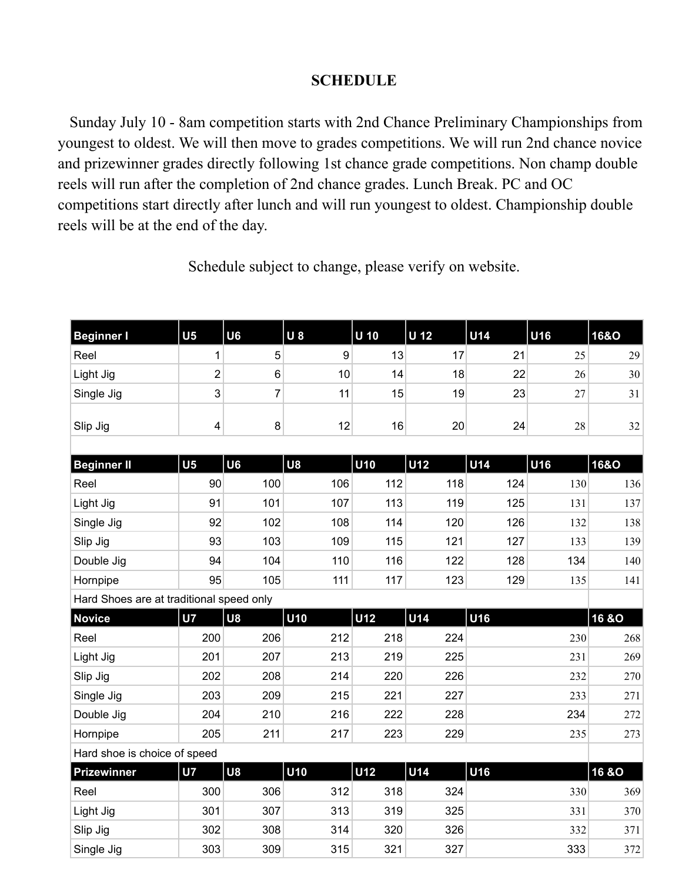## SCHEDULE

Sunday July 10 - 8am competition starts with 2nd Chance Preliminary Championships from youngest to oldest. We will then move to grades competitions. We will run 2nd chance novice and prizewinner grades directly following 1st chance grade competitions. Non champ double reels will run after the completion of 2nd chance grades. Lunch Break. PC and OC competitions start directly after lunch and will run youngest to oldest. Championship double reels will be at the end of the day.

Schedule subject to change, please verify on website.

| Beginner I | U5 | U6 | U 8 | U 10 | U 12 | U14 | U16 | 16&O |
|---|---|---|---|---|---|---|---|---|
| Reel | 1 | 5 | 9 | 13 | 17 | 21 | 25 | 29 |
| Light Jig | 2 | 6 | 10 | 14 | 18 | 22 | 26 | 30 |
| Single Jig | 3 | 7 | 11 | 15 | 19 | 23 | 27 | 31 |
| Slip Jig | 4 | 8 | 12 | 16 | 20 | 24 | 28 | 32 |
| | | | | | | | | |
| **Beginner II** | **U5** | **U6** | **U8** | **U10** | **U12** | **U14** | **U16** | **16&O** |
| Reel | 90 | 100 | 106 | 112 | 118 | 124 | 130 | 136 |
| Light Jig | 91 | 101 | 107 | 113 | 119 | 125 | 131 | 137 |
| Single Jig | 92 | 102 | 108 | 114 | 120 | 126 | 132 | 138 |
| Slip Jig | 93 | 103 | 109 | 115 | 121 | 127 | 133 | 139 |
| Double Jig | 94 | 104 | 110 | 116 | 122 | 128 | 134 | 140 |
| Hornpipe | 95 | 105 | 111 | 117 | 123 | 129 | 135 | 141 |
| Hard Shoes are at traditional speed only | | | | | | | | |
| **Novice** | **U7** | **U8** | **U10** | **U12** | **U14** | **U16** | | **16 &O** |
| Reel | 200 | 206 | 212 | 218 | 224 | 230 | | 268 |
| Light Jig | 201 | 207 | 213 | 219 | 225 | 231 | | 269 |
| Slip Jig | 202 | 208 | 214 | 220 | 226 | 232 | | 270 |
| Single Jig | 203 | 209 | 215 | 221 | 227 | 233 | | 271 |
| Double Jig | 204 | 210 | 216 | 222 | 228 | 234 | | 272 |
| Hornpipe | 205 | 211 | 217 | 223 | 229 | 235 | | 273 |
| Hard shoe is choice of speed | | | | | | | | |
| **Prizewinner** | **U7** | **U8** | **U10** | **U12** | **U14** | **U16** | | **16 &O** |
| Reel | 300 | 306 | 312 | 318 | 324 | 330 | | 369 |
| Light Jig | 301 | 307 | 313 | 319 | 325 | 331 | | 370 |
| Slip Jig | 302 | 308 | 314 | 320 | 326 | 332 | | 371 |
| Single Jig | 303 | 309 | 315 | 321 | 327 | 333 | | 372 |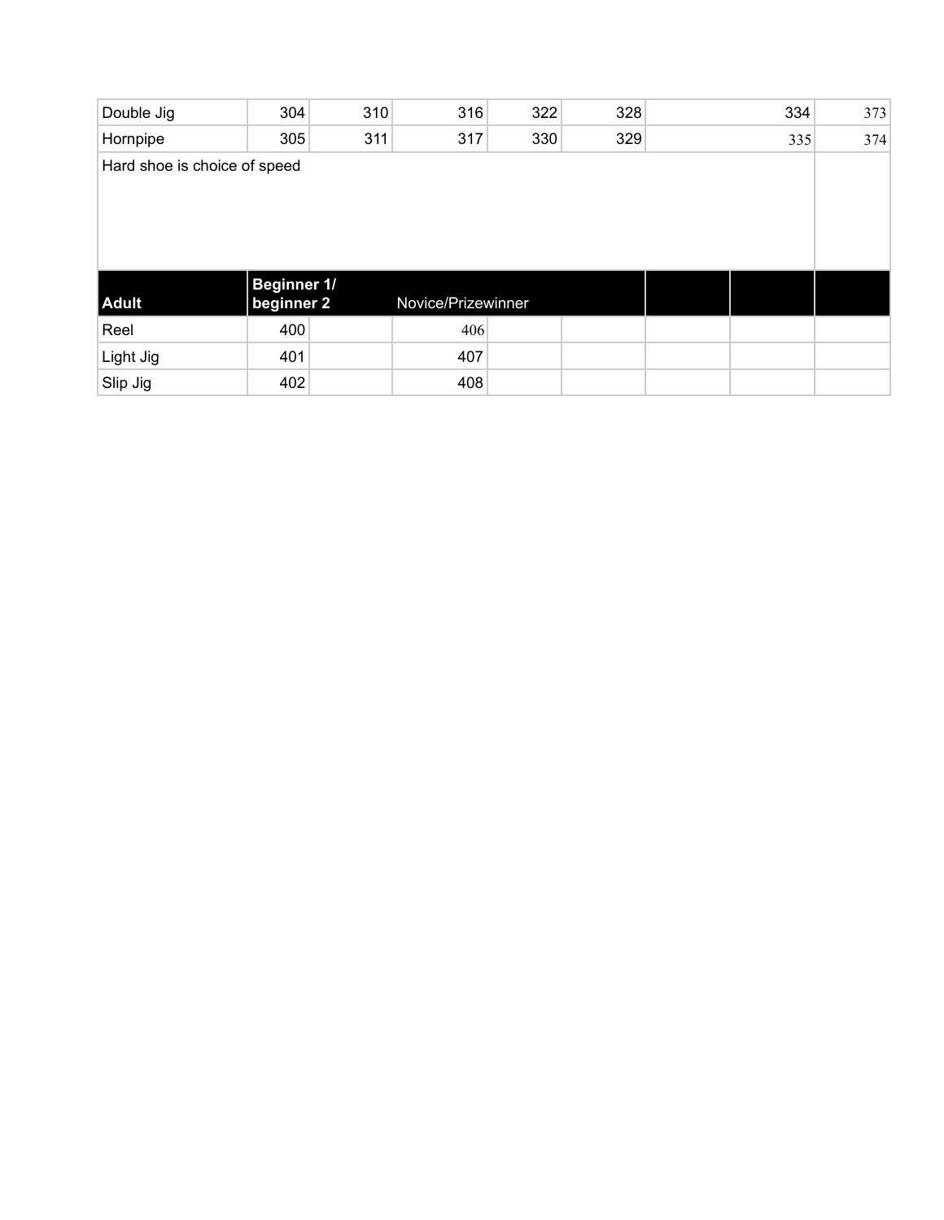| | | | | | | | | |
|---|---|---|---|---|---|---|---|---|
| Double Jig | 304 | 310 | 316 | 322 | 328 | | 334 | 373 |
| Hornpipe | 305 | 311 | 317 | 330 | 329 | | 335 | 374 |
| Hard shoe is choice of speed | | | | | | | | |
| **Adult** | **Beginner 1/ beginner 2** | | Novice/Prizewinner | | | | | |
| Reel | 400 | | 406 | | | | | |
| Light Jig | 401 | | 407 | | | | | |
| Slip Jig | 402 | | 408 | | | | | |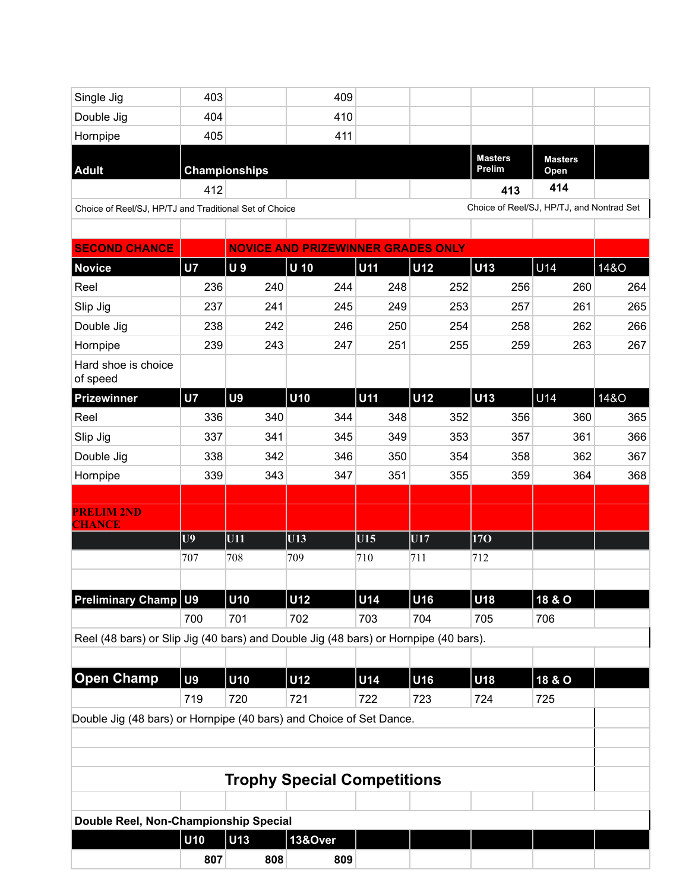| | | | | | | | | |
|---|---|---|---|---|---|---|---|---|
| Single Jig | 403 | | 409 | | | | | |
| Double Jig | 404 | | 410 | | | | | |
| Hornpipe | 405 | | 411 | | | | | |
| **Adult** | **Championships** | | | | | **Masters Prelim** | **Masters Open** | |
| | 412 | | | | | **413** | **414** | |
| Choice of Reel/SJ, HP/TJ and Traditional Set of Choice | | | | | | Choice of Reel/SJ, HP/TJ, and Nontrad Set | | |
| | | | | | | | | |
| **SECOND CHANCE** | | **NOVICE AND PRIZEWINNER GRADES ONLY** | | | | | | |
| **Novice** | **U7** | **U 9** | **U 10** | **U11** | **U12** | **U13** | U14 | 14&O |
| Reel | 236 | 240 | 244 | 248 | 252 | 256 | 260 | 264 |
| Slip Jig | 237 | 241 | 245 | 249 | 253 | 257 | 261 | 265 |
| Double Jig | 238 | 242 | 246 | 250 | 254 | 258 | 262 | 266 |
| Hornpipe | 239 | 243 | 247 | 251 | 255 | 259 | 263 | 267 |
| Hard shoe is choice of speed | | | | | | | | |
| **Prizewinner** | **U7** | **U9** | **U10** | **U11** | **U12** | **U13** | U14 | 14&O |
| Reel | 336 | 340 | 344 | 348 | 352 | 356 | 360 | 365 |
| Slip Jig | 337 | 341 | 345 | 349 | 353 | 357 | 361 | 366 |
| Double Jig | 338 | 342 | 346 | 350 | 354 | 358 | 362 | 367 |
| Hornpipe | 339 | 343 | 347 | 351 | 355 | 359 | 364 | 368 |
| | | | | | | | | |
| **PRELIM 2ND CHANCE** | | | | | | | | |
| | **U9** | **U11** | **U13** | **U15** | **U17** | **17O** | | |
| | 707 | 708 | 709 | 710 | 711 | 712 | | |
| | | | | | | | | |
| **Preliminary Champ** | **U9** | **U10** | **U12** | **U14** | **U16** | **U18** | **18 & O** | |
| | 700 | 701 | 702 | 703 | 704 | 705 | 706 | |
| Reel (48 bars) or Slip Jig (40 bars) and Double Jig (48 bars) or Hornpipe (40 bars). | | | | | | | | |
| | | | | | | | | |
| **Open Champ** | **U9** | **U10** | **U12** | **U14** | **U16** | **U18** | **18 & O** | |
| | 719 | 720 | 721 | 722 | 723 | 724 | 725 | |
| Double Jig (48 bars) or Hornpipe (40 bars) and Choice of Set Dance. | | | | | | | | |

## Trophy Special Competitions

| | | | | | | | | |
|---|---|---|---|---|---|---|---|---|
| **Double Reel, Non-Championship Special** | | | | | | | | |
| | **U10** | **U13** | **13&Over** | | | | | |
| | **807** | **808** | **809** | | | | | |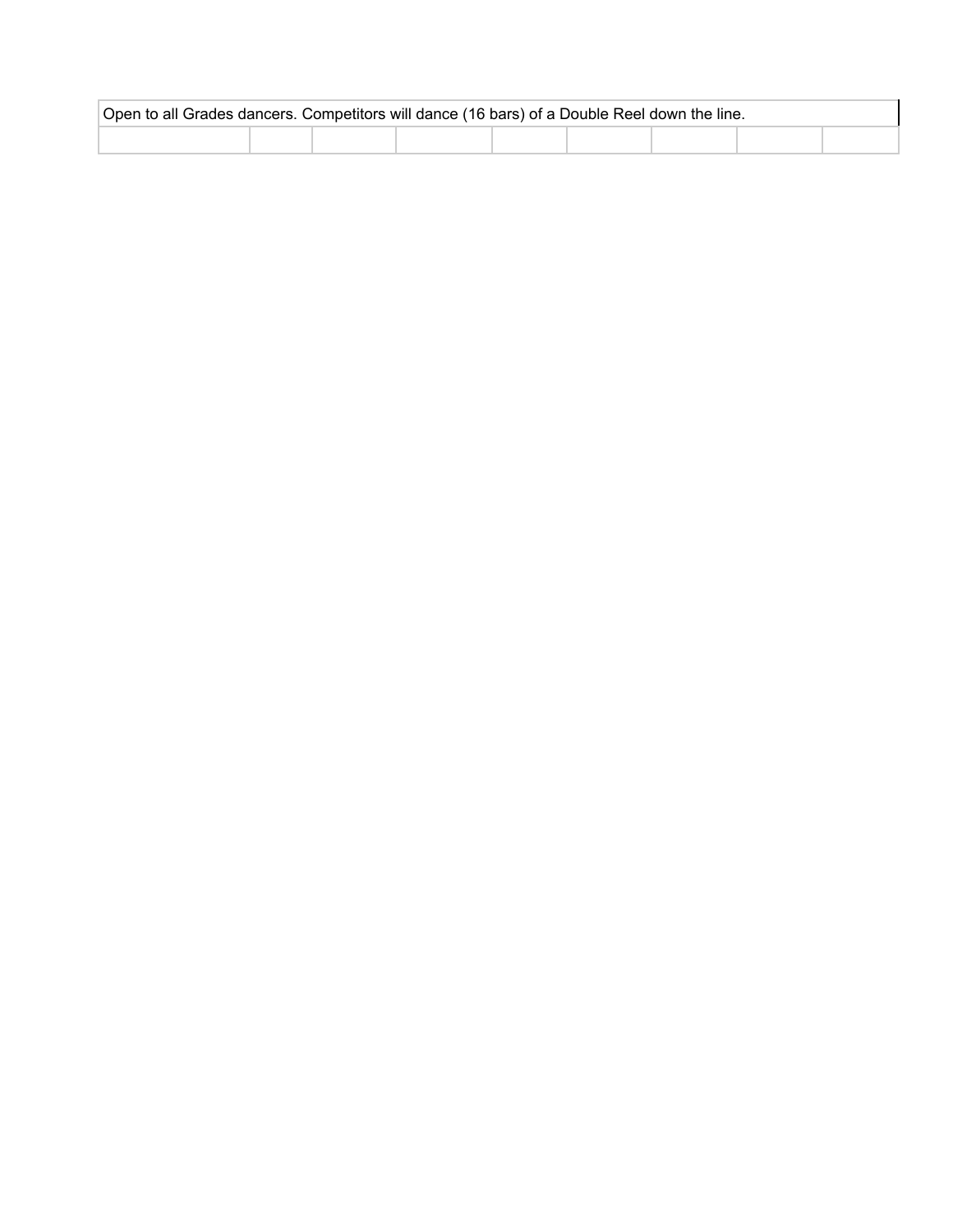| Open to all Grades dancers. Competitors will dance (16 bars) of a Double Reel down the line. | | | | | | | | |
|---|---|---|---|---|---|---|---|---|
| | | | | | | | | |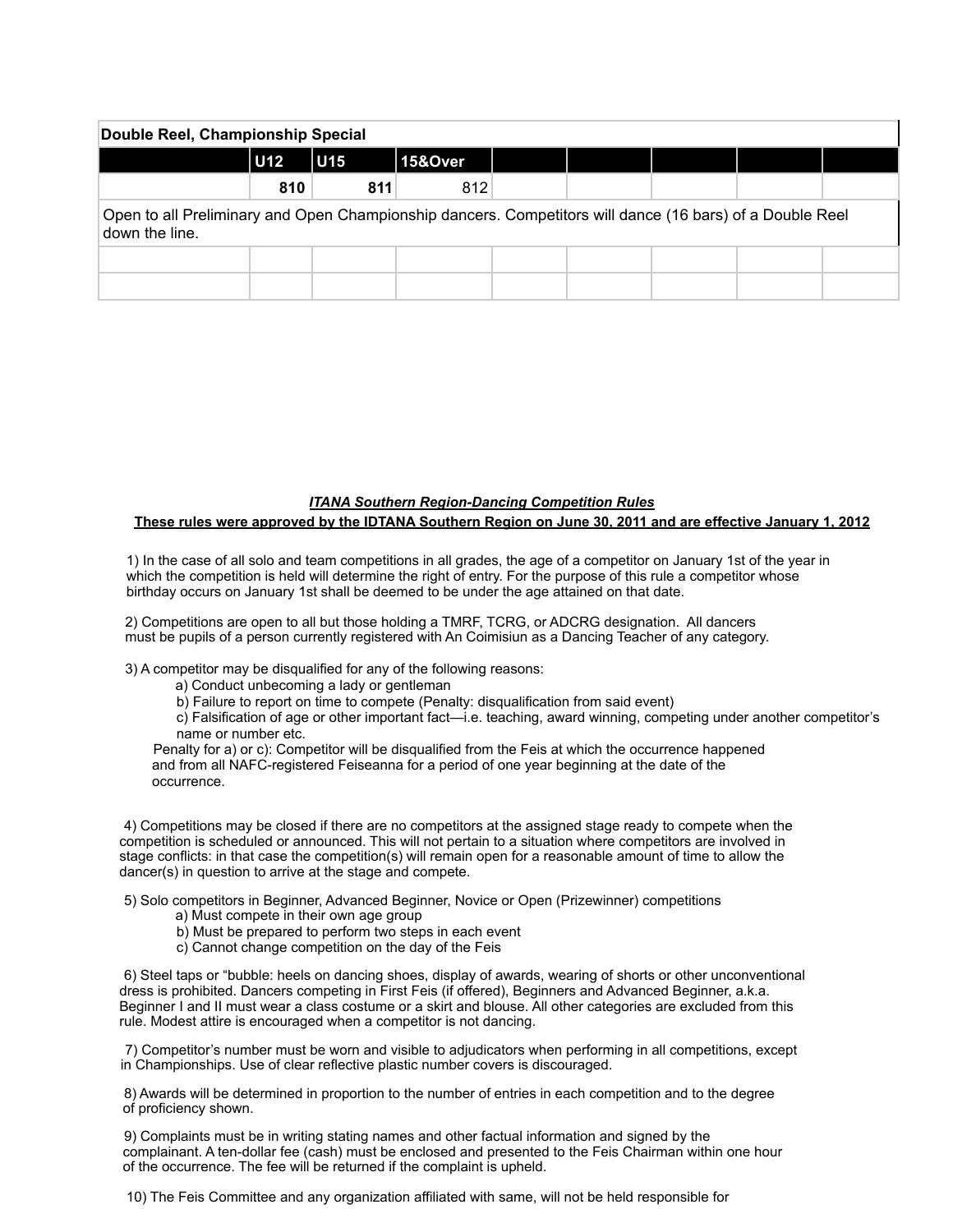| Double Reel, Championship Special | | | | | | | | |
|---|---|---|---|---|---|---|---|---|
| | **U12** | **U15** | **15&Over** | | | | | |
| | **810** | **811** | 812 | | | | | |
| Open to all Preliminary and Open Championship dancers. Competitors will dance (16 bars) of a Double Reel down the line. | | | | | | | | |
| | | | | | | | | |
| | | | | | | | | |

## ***ITANA Southern Region-Dancing Competition Rules***

**These rules were approved by the IDTANA Southern Region on June 30, 2011 and are effective January 1, 2012**

1) In the case of all solo and team competitions in all grades, the age of a competitor on January 1st of the year in which the competition is held will determine the right of entry. For the purpose of this rule a competitor whose birthday occurs on January 1st shall be deemed to be under the age attained on that date.

2) Competitions are open to all but those holding a TMRF, TCRG, or ADCRG designation. All dancers must be pupils of a person currently registered with An Coimisiun as a Dancing Teacher of any category.

3) A competitor may be disqualified for any of the following reasons:
   a) Conduct unbecoming a lady or gentleman
   b) Failure to report on time to compete (Penalty: disqualification from said event)
   c) Falsification of age or other important fact—i.e. teaching, award winning, competing under another competitor's name or number etc.

   Penalty for a) or c): Competitor will be disqualified from the Feis at which the occurrence happened and from all NAFC-registered Feiseanna for a period of one year beginning at the date of the occurrence.

4) Competitions may be closed if there are no competitors at the assigned stage ready to compete when the competition is scheduled or announced. This will not pertain to a situation where competitors are involved in stage conflicts: in that case the competition(s) will remain open for a reasonable amount of time to allow the dancer(s) in question to arrive at the stage and compete.

5) Solo competitors in Beginner, Advanced Beginner, Novice or Open (Prizewinner) competitions
   a) Must compete in their own age group
   b) Must be prepared to perform two steps in each event
   c) Cannot change competition on the day of the Feis

6) Steel taps or "bubble: heels on dancing shoes, display of awards, wearing of shorts or other unconventional dress is prohibited. Dancers competing in First Feis (if offered), Beginners and Advanced Beginner, a.k.a. Beginner I and II must wear a class costume or a skirt and blouse. All other categories are excluded from this rule. Modest attire is encouraged when a competitor is not dancing.

7) Competitor's number must be worn and visible to adjudicators when performing in all competitions, except in Championships. Use of clear reflective plastic number covers is discouraged.

8) Awards will be determined in proportion to the number of entries in each competition and to the degree of proficiency shown.

9) Complaints must be in writing stating names and other factual information and signed by the complainant. A ten-dollar fee (cash) must be enclosed and presented to the Feis Chairman within one hour of the occurrence. The fee will be returned if the complaint is upheld.

10) The Feis Committee and any organization affiliated with same, will not be held responsible for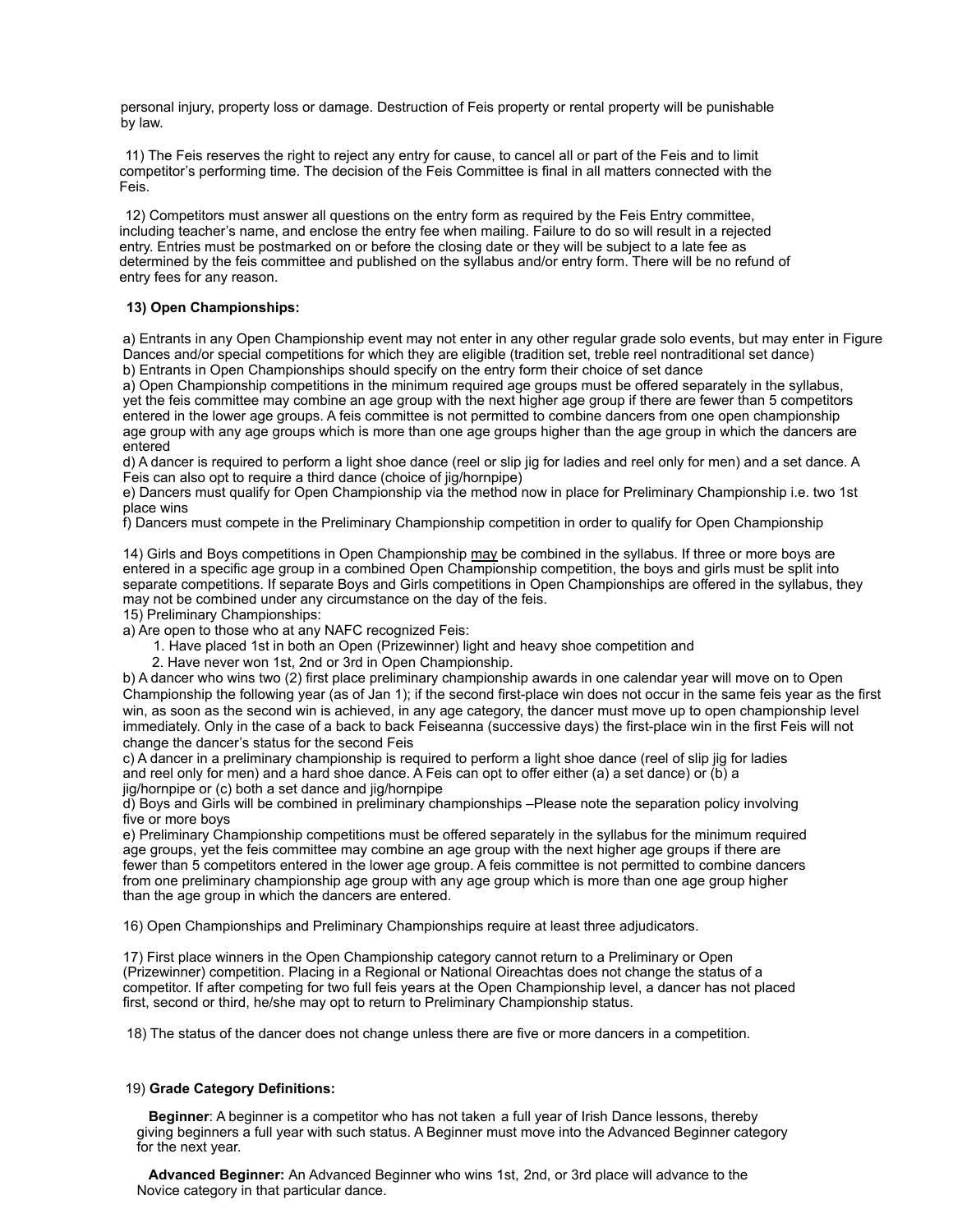personal injury, property loss or damage. Destruction of Feis property or rental property will be punishable by law.

11) The Feis reserves the right to reject any entry for cause, to cancel all or part of the Feis and to limit competitor's performing time. The decision of the Feis Committee is final in all matters connected with the Feis.

12) Competitors must answer all questions on the entry form as required by the Feis Entry committee, including teacher's name, and enclose the entry fee when mailing. Failure to do so will result in a rejected entry. Entries must be postmarked on or before the closing date or they will be subject to a late fee as determined by the feis committee and published on the syllabus and/or entry form. There will be no refund of entry fees for any reason.

**13) Open Championships:**

a) Entrants in any Open Championship event may not enter in any other regular grade solo events, but may enter in Figure Dances and/or special competitions for which they are eligible (tradition set, treble reel nontraditional set dance)
b) Entrants in Open Championships should specify on the entry form their choice of set dance
a) Open Championship competitions in the minimum required age groups must be offered separately in the syllabus, yet the feis committee may combine an age group with the next higher age group if there are fewer than 5 competitors entered in the lower age groups. A feis committee is not permitted to combine dancers from one open championship age group with any age groups which is more than one age groups higher than the age group in which the dancers are entered
d) A dancer is required to perform a light shoe dance (reel or slip jig for ladies and reel only for men) and a set dance. A Feis can also opt to require a third dance (choice of jig/hornpipe)
e) Dancers must qualify for Open Championship via the method now in place for Preliminary Championship i.e. two 1st place wins
f) Dancers must compete in the Preliminary Championship competition in order to qualify for Open Championship

14) Girls and Boys competitions in Open Championship <u>may</u> be combined in the syllabus. If three or more boys are entered in a specific age group in a combined Open Championship competition, the boys and girls must be split into separate competitions. If separate Boys and Girls competitions in Open Championships are offered in the syllabus, they may not be combined under any circumstance on the day of the feis.
15) Preliminary Championships:
a) Are open to those who at any NAFC recognized Feis:
1. Have placed 1st in both an Open (Prizewinner) light and heavy shoe competition and
2. Have never won 1st, 2nd or 3rd in Open Championship.
b) A dancer who wins two (2) first place preliminary championship awards in one calendar year will move on to Open Championship the following year (as of Jan 1); if the second first-place win does not occur in the same feis year as the first win, as soon as the second win is achieved, in any age category, the dancer must move up to open championship level immediately. Only in the case of a back to back Feiseanna (successive days) the first-place win in the first Feis will not change the dancer's status for the second Feis
c) A dancer in a preliminary championship is required to perform a light shoe dance (reel of slip jig for ladies and reel only for men) and a hard shoe dance. A Feis can opt to offer either (a) a set dance) or (b) a jig/hornpipe or (c) both a set dance and jig/hornpipe
d) Boys and Girls will be combined in preliminary championships –Please note the separation policy involving five or more boys
e) Preliminary Championship competitions must be offered separately in the syllabus for the minimum required age groups, yet the feis committee may combine an age group with the next higher age groups if there are fewer than 5 competitors entered in the lower age group. A feis committee is not permitted to combine dancers from one preliminary championship age group with any age group which is more than one age group higher than the age group in which the dancers are entered.

16) Open Championships and Preliminary Championships require at least three adjudicators.

17) First place winners in the Open Championship category cannot return to a Preliminary or Open (Prizewinner) competition. Placing in a Regional or National Oireachtas does not change the status of a competitor. If after competing for two full feis years at the Open Championship level, a dancer has not placed first, second or third, he/she may opt to return to Preliminary Championship status.

18) The status of the dancer does not change unless there are five or more dancers in a competition.

19) **Grade Category Definitions:**

**Beginner**: A beginner is a competitor who has not taken a full year of Irish Dance lessons, thereby giving beginners a full year with such status. A Beginner must move into the Advanced Beginner category for the next year.

**Advanced Beginner:** An Advanced Beginner who wins 1st, 2nd, or 3rd place will advance to the Novice category in that particular dance.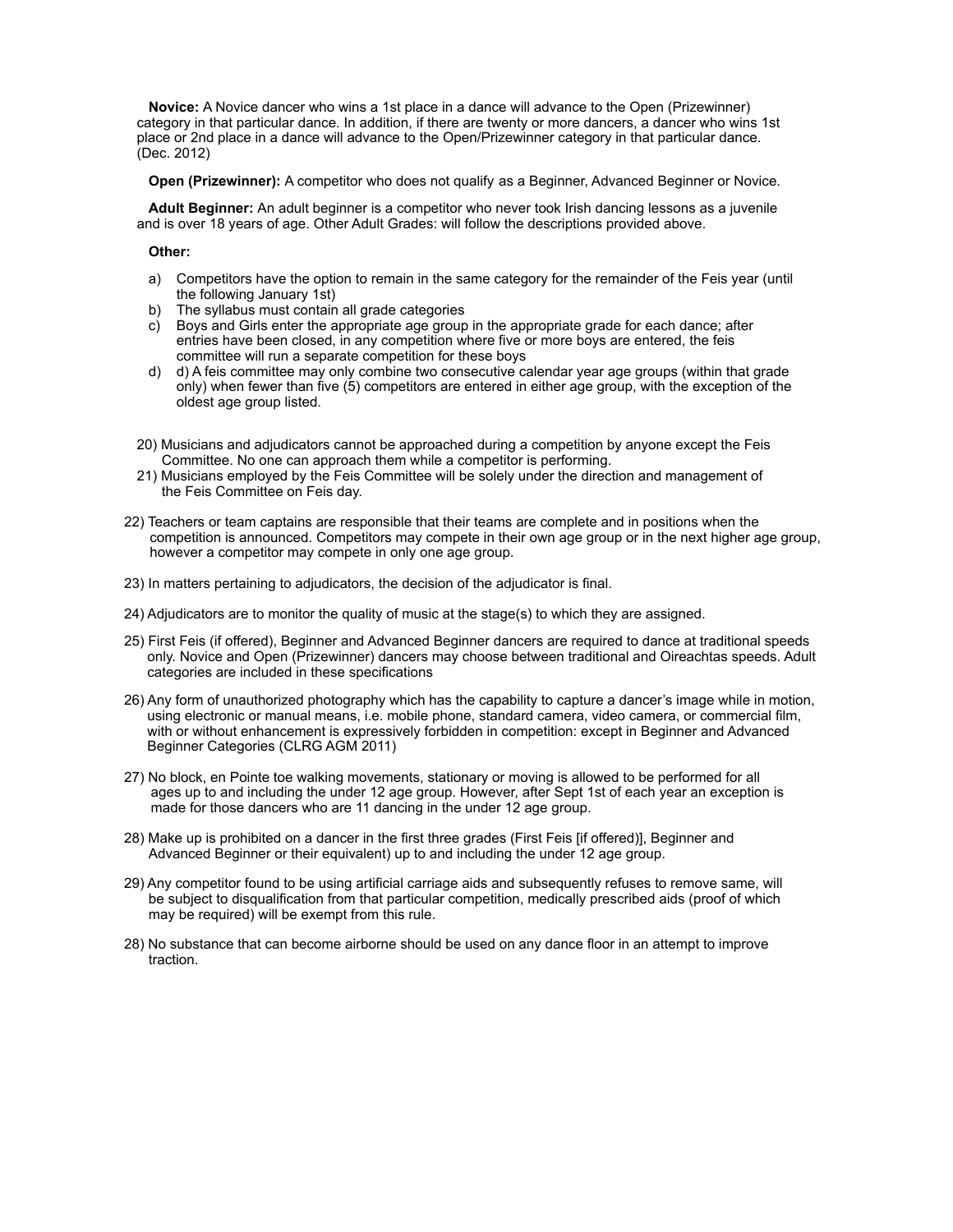**Novice:** A Novice dancer who wins a 1st place in a dance will advance to the Open (Prizewinner) category in that particular dance. In addition, if there are twenty or more dancers, a dancer who wins 1st place or 2nd place in a dance will advance to the Open/Prizewinner category in that particular dance. (Dec. 2012)

**Open (Prizewinner):** A competitor who does not qualify as a Beginner, Advanced Beginner or Novice.

**Adult Beginner:** An adult beginner is a competitor who never took Irish dancing lessons as a juvenile and is over 18 years of age. Other Adult Grades: will follow the descriptions provided above.

**Other:**

a) Competitors have the option to remain in the same category for the remainder of the Feis year (until the following January 1st)
b) The syllabus must contain all grade categories
c) Boys and Girls enter the appropriate age group in the appropriate grade for each dance; after entries have been closed, in any competition where five or more boys are entered, the feis committee will run a separate competition for these boys
d) d) A feis committee may only combine two consecutive calendar year age groups (within that grade only) when fewer than five (5) competitors are entered in either age group, with the exception of the oldest age group listed.

20) Musicians and adjudicators cannot be approached during a competition by anyone except the Feis Committee. No one can approach them while a competitor is performing.
21) Musicians employed by the Feis Committee will be solely under the direction and management of the Feis Committee on Feis day.

22) Teachers or team captains are responsible that their teams are complete and in positions when the competition is announced. Competitors may compete in their own age group or in the next higher age group, however a competitor may compete in only one age group.

23) In matters pertaining to adjudicators, the decision of the adjudicator is final.

24) Adjudicators are to monitor the quality of music at the stage(s) to which they are assigned.

25) First Feis (if offered), Beginner and Advanced Beginner dancers are required to dance at traditional speeds only. Novice and Open (Prizewinner) dancers may choose between traditional and Oireachtas speeds. Adult categories are included in these specifications

26) Any form of unauthorized photography which has the capability to capture a dancer's image while in motion, using electronic or manual means, i.e. mobile phone, standard camera, video camera, or commercial film, with or without enhancement is expressively forbidden in competition: except in Beginner and Advanced Beginner Categories (CLRG AGM 2011)

27) No block, en Pointe toe walking movements, stationary or moving is allowed to be performed for all ages up to and including the under 12 age group. However, after Sept 1st of each year an exception is made for those dancers who are 11 dancing in the under 12 age group.

28) Make up is prohibited on a dancer in the first three grades (First Feis [if offered)], Beginner and Advanced Beginner or their equivalent) up to and including the under 12 age group.

29) Any competitor found to be using artificial carriage aids and subsequently refuses to remove same, will be subject to disqualification from that particular competition, medically prescribed aids (proof of which may be required) will be exempt from this rule.

28) No substance that can become airborne should be used on any dance floor in an attempt to improve traction.